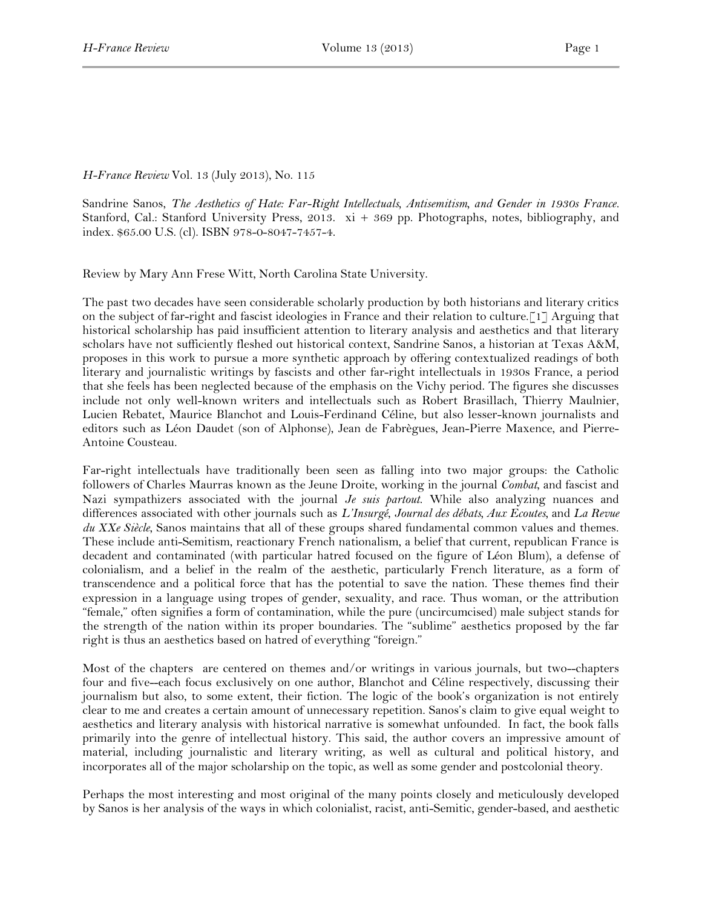*H-France Review* Vol. 13 (July 2013), No. 115

Sandrine Sanos, *The Aesthetics of Hate: Far-Right Intellectuals, Antisemitism, and Gender in 1930s France*. Stanford, Cal.: Stanford University Press, 2013. xi + 369 pp. Photographs, notes, bibliography, and index. $65.00 U.S. (cl). ISBN 978-0-8047-7457-4.

Review by Mary Ann Frese Witt, North Carolina State University.

The past two decades have seen considerable scholarly production by both historians and literary critics on the subject of far-right and fascist ideologies in France and their relation to culture.[1] Arguing that historical scholarship has paid insufficient attention to literary analysis and aesthetics and that literary scholars have not sufficiently fleshed out historical context, Sandrine Sanos, a historian at Texas A&M, proposes in this work to pursue a more synthetic approach by offering contextualized readings of both literary and journalistic writings by fascists and other far-right intellectuals in 1930s France, a period that she feels has been neglected because of the emphasis on the Vichy period. The figures she discusses include not only well-known writers and intellectuals such as Robert Brasillach, Thierry Maulnier, Lucien Rebatet, Maurice Blanchot and Louis-Ferdinand Céline, but also lesser-known journalists and editors such as Léon Daudet (son of Alphonse), Jean de Fabrègues, Jean-Pierre Maxence, and Pierre-Antoine Cousteau.

Far-right intellectuals have traditionally been seen as falling into two major groups: the Catholic followers of Charles Maurras known as the Jeune Droite, working in the journal *Combat*, and fascist and Nazi sympathizers associated with the journal *Je suis partout*. While also analyzing nuances and differences associated with other journals such as *L'Insurgé, Journal des débats*, *Aux Ecoutes*, and *La Revue du XXe Siècle*, Sanos maintains that all of these groups shared fundamental common values and themes. These include anti-Semitism, reactionary French nationalism, a belief that current, republican France is decadent and contaminated (with particular hatred focused on the figure of Léon Blum), a defense of colonialism, and a belief in the realm of the aesthetic, particularly French literature, as a form of transcendence and a political force that has the potential to save the nation. These themes find their expression in a language using tropes of gender, sexuality, and race. Thus woman, or the attribution "female," often signifies a form of contamination, while the pure (uncircumcised) male subject stands for the strength of the nation within its proper boundaries. The "sublime" aesthetics proposed by the far right is thus an aesthetics based on hatred of everything "foreign."

Most of the chapters are centered on themes and/or writings in various journals, but two--chapters four and five--each focus exclusively on one author, Blanchot and Céline respectively, discussing their journalism but also, to some extent, their fiction. The logic of the book's organization is not entirely clear to me and creates a certain amount of unnecessary repetition. Sanos's claim to give equal weight to aesthetics and literary analysis with historical narrative is somewhat unfounded. In fact, the book falls primarily into the genre of intellectual history. This said, the author covers an impressive amount of material, including journalistic and literary writing, as well as cultural and political history, and incorporates all of the major scholarship on the topic, as well as some gender and postcolonial theory.

Perhaps the most interesting and most original of the many points closely and meticulously developed by Sanos is her analysis of the ways in which colonialist, racist, anti-Semitic, gender-based, and aesthetic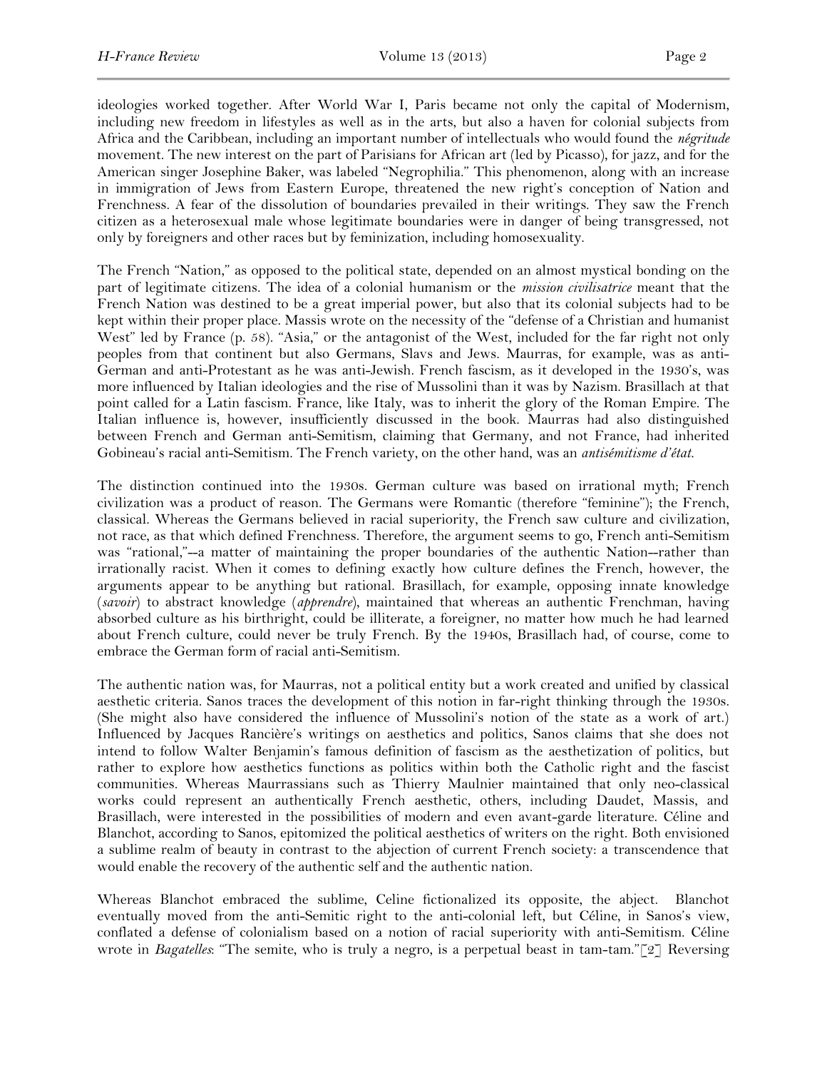ideologies worked together. After World War I, Paris became not only the capital of Modernism, including new freedom in lifestyles as well as in the arts, but also a haven for colonial subjects from Africa and the Caribbean, including an important number of intellectuals who would found the *négritude* movement. The new interest on the part of Parisians for African art (led by Picasso), for jazz, and for the American singer Josephine Baker, was labeled "Negrophilia." This phenomenon, along with an increase in immigration of Jews from Eastern Europe, threatened the new right's conception of Nation and Frenchness. A fear of the dissolution of boundaries prevailed in their writings. They saw the French citizen as a heterosexual male whose legitimate boundaries were in danger of being transgressed, not only by foreigners and other races but by feminization, including homosexuality.

The French "Nation," as opposed to the political state, depended on an almost mystical bonding on the part of legitimate citizens. The idea of a colonial humanism or the *mission civilisatrice* meant that the French Nation was destined to be a great imperial power, but also that its colonial subjects had to be kept within their proper place. Massis wrote on the necessity of the "defense of a Christian and humanist West" led by France (p. 58). "Asia," or the antagonist of the West, included for the far right not only peoples from that continent but also Germans, Slavs and Jews. Maurras, for example, was as anti-German and anti-Protestant as he was anti-Jewish. French fascism, as it developed in the 1930's, was more influenced by Italian ideologies and the rise of Mussolini than it was by Nazism. Brasillach at that point called for a Latin fascism. France, like Italy, was to inherit the glory of the Roman Empire. The Italian influence is, however, insufficiently discussed in the book. Maurras had also distinguished between French and German anti-Semitism, claiming that Germany, and not France, had inherited Gobineau's racial anti-Semitism. The French variety, on the other hand, was an *antisémitisme d'état*.

The distinction continued into the 1930s. German culture was based on irrational myth; French civilization was a product of reason. The Germans were Romantic (therefore "feminine"); the French, classical. Whereas the Germans believed in racial superiority, the French saw culture and civilization, not race, as that which defined Frenchness. Therefore, the argument seems to go, French anti-Semitism was "rational,"--a matter of maintaining the proper boundaries of the authentic Nation--rather than irrationally racist. When it comes to defining exactly how culture defines the French, however, the arguments appear to be anything but rational. Brasillach, for example, opposing innate knowledge (*savoir*) to abstract knowledge (*apprendre*), maintained that whereas an authentic Frenchman, having absorbed culture as his birthright, could be illiterate, a foreigner, no matter how much he had learned about French culture, could never be truly French. By the 1940s, Brasillach had, of course, come to embrace the German form of racial anti-Semitism.

The authentic nation was, for Maurras, not a political entity but a work created and unified by classical aesthetic criteria. Sanos traces the development of this notion in far-right thinking through the 1930s. (She might also have considered the influence of Mussolini's notion of the state as a work of art.) Influenced by Jacques Rancière's writings on aesthetics and politics, Sanos claims that she does not intend to follow Walter Benjamin's famous definition of fascism as the aesthetization of politics, but rather to explore how aesthetics functions as politics within both the Catholic right and the fascist communities. Whereas Maurrassians such as Thierry Maulnier maintained that only neo-classical works could represent an authentically French aesthetic, others, including Daudet, Massis, and Brasillach, were interested in the possibilities of modern and even avant-garde literature. Céline and Blanchot, according to Sanos, epitomized the political aesthetics of writers on the right. Both envisioned a sublime realm of beauty in contrast to the abjection of current French society: a transcendence that would enable the recovery of the authentic self and the authentic nation.

Whereas Blanchot embraced the sublime, Celine fictionalized its opposite, the abject. Blanchot eventually moved from the anti-Semitic right to the anti-colonial left, but Céline, in Sanos's view, conflated a defense of colonialism based on a notion of racial superiority with anti-Semitism. Céline wrote in *Bagatelles*: "The semite, who is truly a negro, is a perpetual beast in tam-tam."[2] Reversing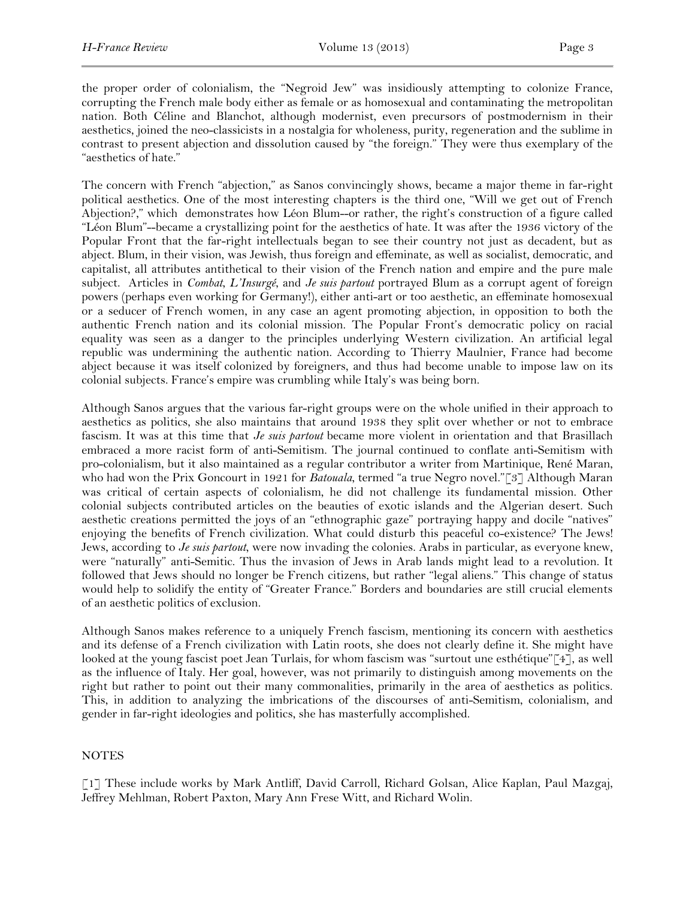the proper order of colonialism, the "Negroid Jew" was insidiously attempting to colonize France, corrupting the French male body either as female or as homosexual and contaminating the metropolitan nation. Both Céline and Blanchot, although modernist, even precursors of postmodernism in their aesthetics, joined the neo-classicists in a nostalgia for wholeness, purity, regeneration and the sublime in contrast to present abjection and dissolution caused by "the foreign." They were thus exemplary of the "aesthetics of hate."

The concern with French "abjection," as Sanos convincingly shows, became a major theme in far-right political aesthetics. One of the most interesting chapters is the third one, "Will we get out of French Abjection?," which demonstrates how Léon Blum--or rather, the right's construction of a figure called "Léon Blum"--became a crystallizing point for the aesthetics of hate. It was after the 1936 victory of the Popular Front that the far-right intellectuals began to see their country not just as decadent, but as abject. Blum, in their vision, was Jewish, thus foreign and effeminate, as well as socialist, democratic, and capitalist, all attributes antithetical to their vision of the French nation and empire and the pure male subject. Articles in *Combat*, *L'Insurgé*, and *Je suis partout* portrayed Blum as a corrupt agent of foreign powers (perhaps even working for Germany!), either anti-art or too aesthetic, an effeminate homosexual or a seducer of French women, in any case an agent promoting abjection, in opposition to both the authentic French nation and its colonial mission. The Popular Front's democratic policy on racial equality was seen as a danger to the principles underlying Western civilization. An artificial legal republic was undermining the authentic nation. According to Thierry Maulnier, France had become abject because it was itself colonized by foreigners, and thus had become unable to impose law on its colonial subjects. France's empire was crumbling while Italy's was being born.

Although Sanos argues that the various far-right groups were on the whole unified in their approach to aesthetics as politics, she also maintains that around 1938 they split over whether or not to embrace fascism. It was at this time that *Je suis partout* became more violent in orientation and that Brasillach embraced a more racist form of anti-Semitism. The journal continued to conflate anti-Semitism with pro-colonialism, but it also maintained as a regular contributor a writer from Martinique, René Maran, who had won the Prix Goncourt in 1921 for *Batouala*, termed "a true Negro novel."[3] Although Maran was critical of certain aspects of colonialism, he did not challenge its fundamental mission. Other colonial subjects contributed articles on the beauties of exotic islands and the Algerian desert. Such aesthetic creations permitted the joys of an "ethnographic gaze" portraying happy and docile "natives" enjoying the benefits of French civilization. What could disturb this peaceful co-existence? The Jews! Jews, according to *Je suis partout*, were now invading the colonies. Arabs in particular, as everyone knew, were "naturally" anti-Semitic. Thus the invasion of Jews in Arab lands might lead to a revolution. It followed that Jews should no longer be French citizens, but rather "legal aliens." This change of status would help to solidify the entity of "Greater France." Borders and boundaries are still crucial elements of an aesthetic politics of exclusion.

Although Sanos makes reference to a uniquely French fascism, mentioning its concern with aesthetics and its defense of a French civilization with Latin roots, she does not clearly define it. She might have looked at the young fascist poet Jean Turlais, for whom fascism was "surtout une esthétique"[4], as well as the influence of Italy. Her goal, however, was not primarily to distinguish among movements on the right but rather to point out their many commonalities, primarily in the area of aesthetics as politics. This, in addition to analyzing the imbrications of the discourses of anti-Semitism, colonialism, and gender in far-right ideologies and politics, she has masterfully accomplished.

NOTES

[1] These include works by Mark Antliff, David Carroll, Richard Golsan, Alice Kaplan, Paul Mazgaj, Jeffrey Mehlman, Robert Paxton, Mary Ann Frese Witt, and Richard Wolin.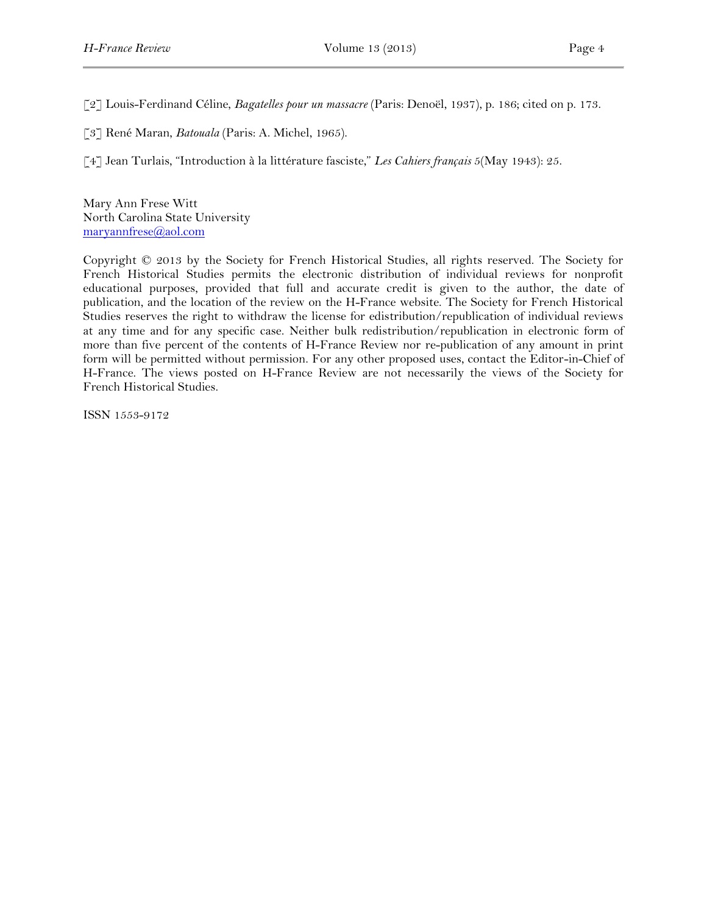[2] Louis-Ferdinand Céline, *Bagatelles pour un massacre* (Paris: Denoël, 1937), p. 186; cited on p. 173.

[3] René Maran, *Batouala* (Paris: A. Michel, 1965).

[4] Jean Turlais, "Introduction à la littérature fasciste," *Les Cahiers français* 5(May 1943): 25.

Mary Ann Frese Witt
North Carolina State University
maryannfrese@aol.com

Copyright © 2013 by the Society for French Historical Studies, all rights reserved. The Society for French Historical Studies permits the electronic distribution of individual reviews for nonprofit educational purposes, provided that full and accurate credit is given to the author, the date of publication, and the location of the review on the H-France website. The Society for French Historical Studies reserves the right to withdraw the license for edistribution/republication of individual reviews at any time and for any specific case. Neither bulk redistribution/republication in electronic form of more than five percent of the contents of H-France Review nor re-publication of any amount in print form will be permitted without permission. For any other proposed uses, contact the Editor-in-Chief of H-France. The views posted on H-France Review are not necessarily the views of the Society for French Historical Studies.

ISSN 1553-9172